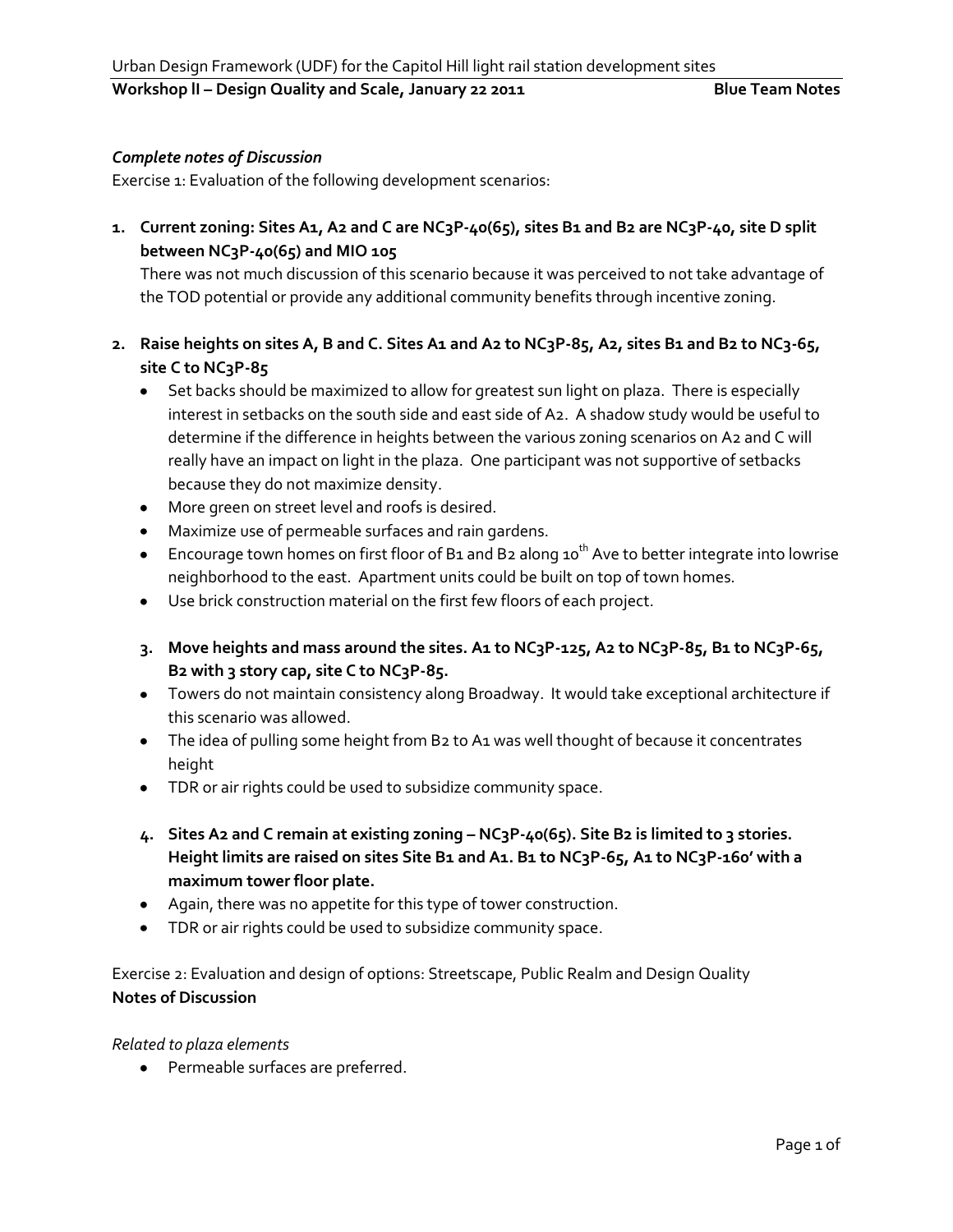Urban Design Framework (UDF) for the Capitol Hill light rail station development sites

**Workshop II – Design Quality and Scale, January 22 2011 — Blue Team Notes**

### *Complete notes of Discussion*

Exercise 1: Evaluation of the following development scenarios:

1. **Current zoning: Sites A1, A2 and C are NC3P-40(65), sites B1 and B2 are NC3P-40, site D split between NC3P-40(65) and MIO 105**

   There was not much discussion of this scenario because it was perceived to not take advantage of the TOD potential or provide any additional community benefits through incentive zoning.

2. **Raise heights on sites A, B and C. Sites A1 and A2 to NC3P-85, A2, sites B1 and B2 to NC3-65, site C to NC3P-85**
   - Set backs should be maximized to allow for greatest sun light on plaza. There is especially interest in setbacks on the south side and east side of A2. A shadow study would be useful to determine if the difference in heights between the various zoning scenarios on A2 and C will really have an impact on light in the plaza. One participant was not supportive of setbacks because they do not maximize density.
   - More green on street level and roofs is desired.
   - Maximize use of permeable surfaces and rain gardens.
   - Encourage town homes on first floor of B1 and B2 along 10th Ave to better integrate into lowrise neighborhood to the east. Apartment units could be built on top of town homes.
   - Use brick construction material on the first few floors of each project.

3. **Move heights and mass around the sites. A1 to NC3P-125, A2 to NC3P-85, B1 to NC3P-65, B2 with 3 story cap, site C to NC3P-85.**
   - Towers do not maintain consistency along Broadway. It would take exceptional architecture if this scenario was allowed.
   - The idea of pulling some height from B2 to A1 was well thought of because it concentrates height
   - TDR or air rights could be used to subsidize community space.

4. **Sites A2 and C remain at existing zoning – NC3P-40(65). Site B2 is limited to 3 stories. Height limits are raised on sites Site B1 and A1. B1 to NC3P-65, A1 to NC3P-160' with a maximum tower floor plate.**
   - Again, there was no appetite for this type of tower construction.
   - TDR or air rights could be used to subsidize community space.

Exercise 2: Evaluation and design of options: Streetscape, Public Realm and Design Quality

**Notes of Discussion**

*Related to plaza elements*

- Permeable surfaces are preferred.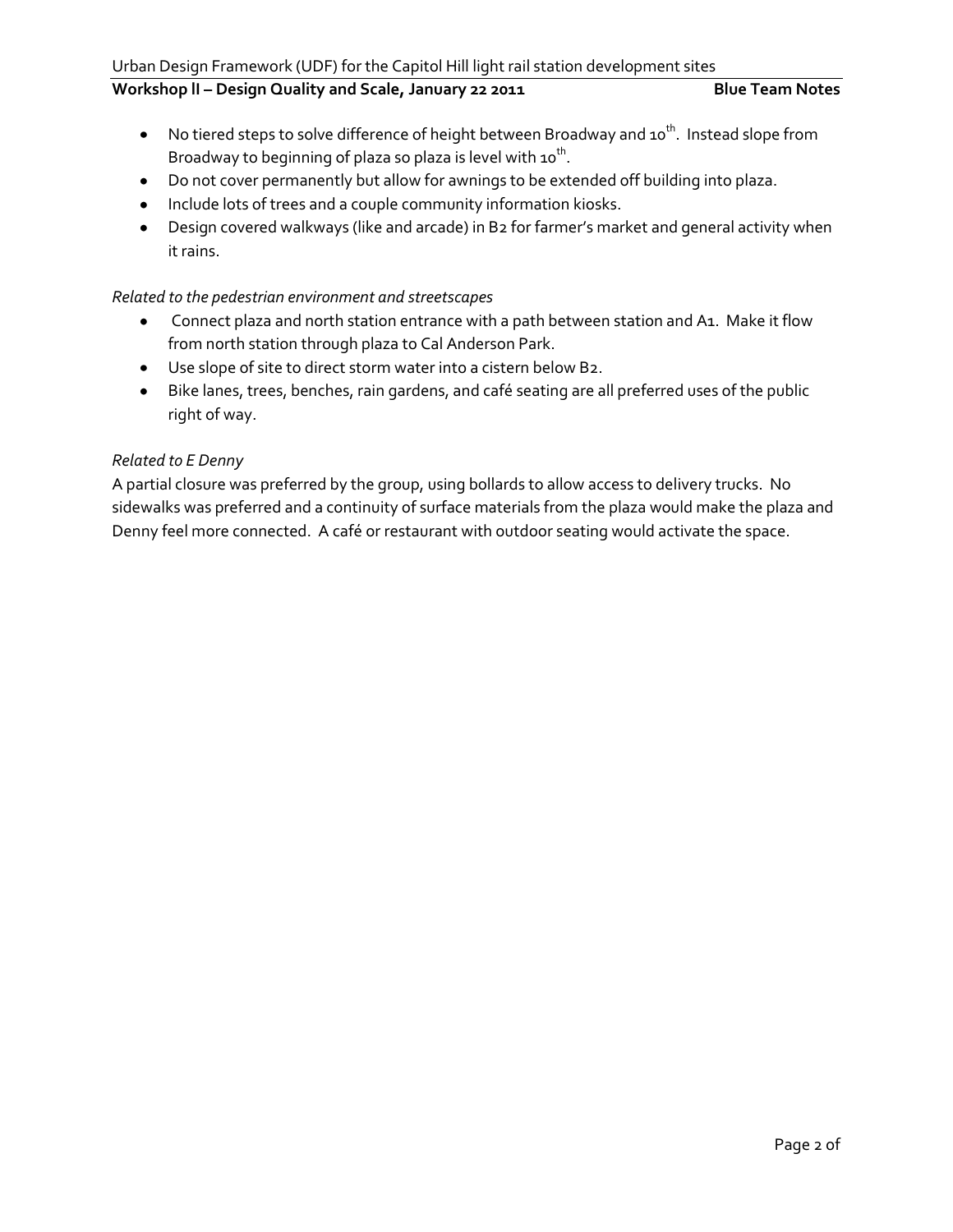- No tiered steps to solve difference of height between Broadway and 10th. Instead slope from Broadway to beginning of plaza so plaza is level with 10th.
- Do not cover permanently but allow for awnings to be extended off building into plaza.
- Include lots of trees and a couple community information kiosks.
- Design covered walkways (like and arcade) in B2 for farmer's market and general activity when it rains.

*Related to the pedestrian environment and streetscapes*

- Connect plaza and north station entrance with a path between station and A1. Make it flow from north station through plaza to Cal Anderson Park.
- Use slope of site to direct storm water into a cistern below B2.
- Bike lanes, trees, benches, rain gardens, and café seating are all preferred uses of the public right of way.

*Related to E Denny*

A partial closure was preferred by the group, using bollards to allow access to delivery trucks. No sidewalks was preferred and a continuity of surface materials from the plaza would make the plaza and Denny feel more connected. A café or restaurant with outdoor seating would activate the space.